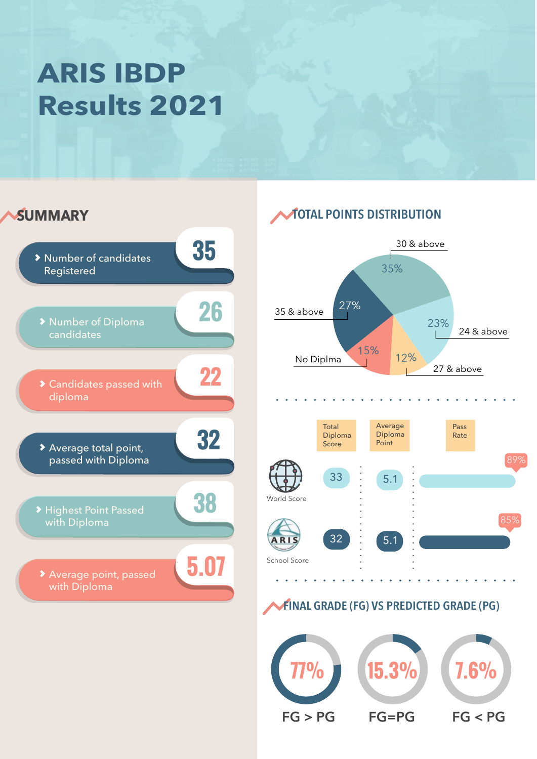# ARIS IBDP Results 2021

## SUMMARY

| Item | Value |
| --- | --- |
| Number of candidates Registered | 35 |
| Number of Diploma candidates | 26 |
| Candidates passed with diploma | 22 |
| Average total point, passed with Diploma | 32 |
| Highest Point Passed with Diploma | 38 |
| Average point, passed with Diploma | 5.07 |

## TOTAL POINTS DISTRIBUTION

- 30 & above: 35%
- 35 & above: 27%
- 24 & above: 23%
- 27 & above: 12%
- No Diplma: 15%

| | Total Diploma Score | Average Diploma Point | Pass Rate |
| --- | --- | --- | --- |
| World Score | 33 | 5.1 | 89% |
| School Score | 32 | 5.1 | 85% |

## FINAL GRADE (FG) VS PREDICTED GRADE (PG)

- FG > PG: 77%
- FG=PG: 15.3%
- FG < PG: 7.6%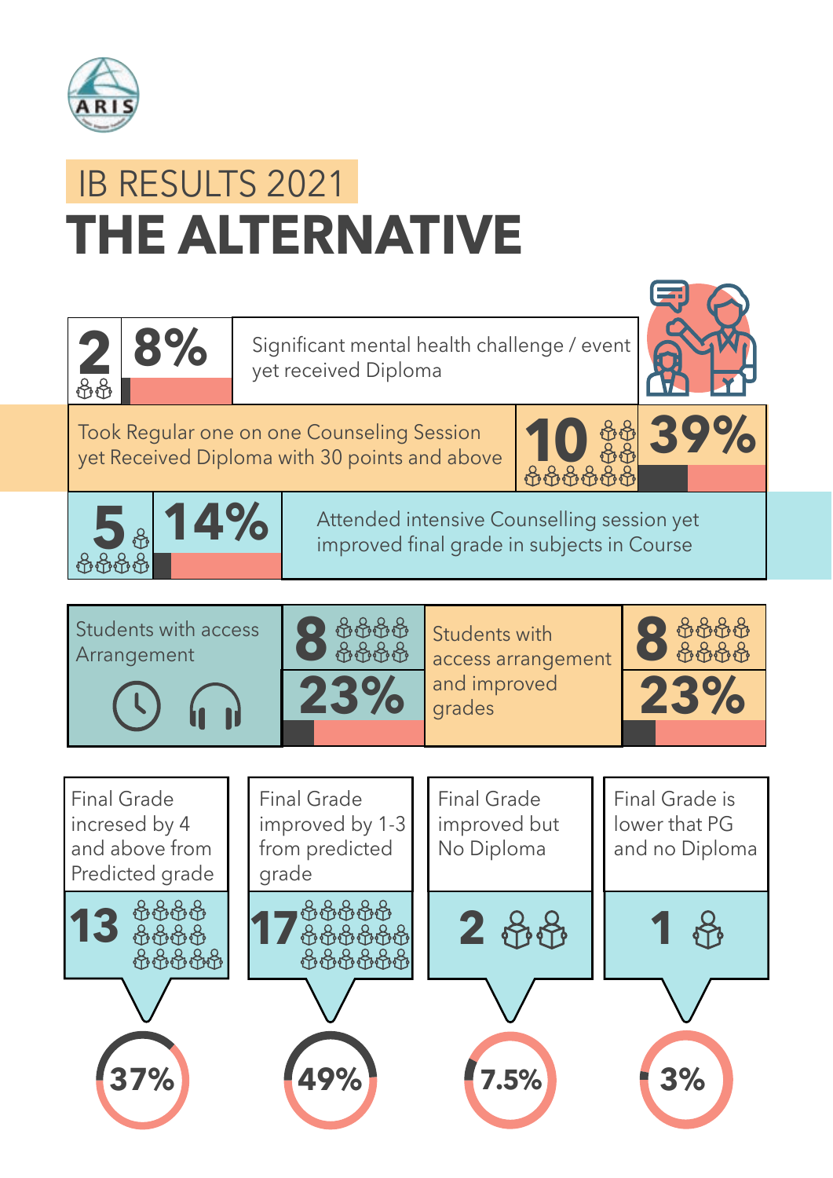# IB RESULTS 2021

# THE ALTERNATIVE

**2** | **8%** — Significant mental health challenge / event yet received Diploma

Took Regular one on one Counseling Session yet Received Diploma with 30 points and above — **10** | **39%**

**5** | **14%** — Attended intensive Counselling session yet improved final grade in subjects in Course

Students with access Arrangement — **8** | **23%**

Students with access arrangement and improved grades — **8** | **23%**

| Final Grade incresed by 4 and above from Predicted grade | Final Grade improved by 1-3 from predicted grade | Final Grade improved but No Diploma | Final Grade is lower that PG and no Diploma |
|---|---|---|---|
| **13** | **17** | **2** | **1** |
| **37%** | **49%** | **7.5%** | **3%** |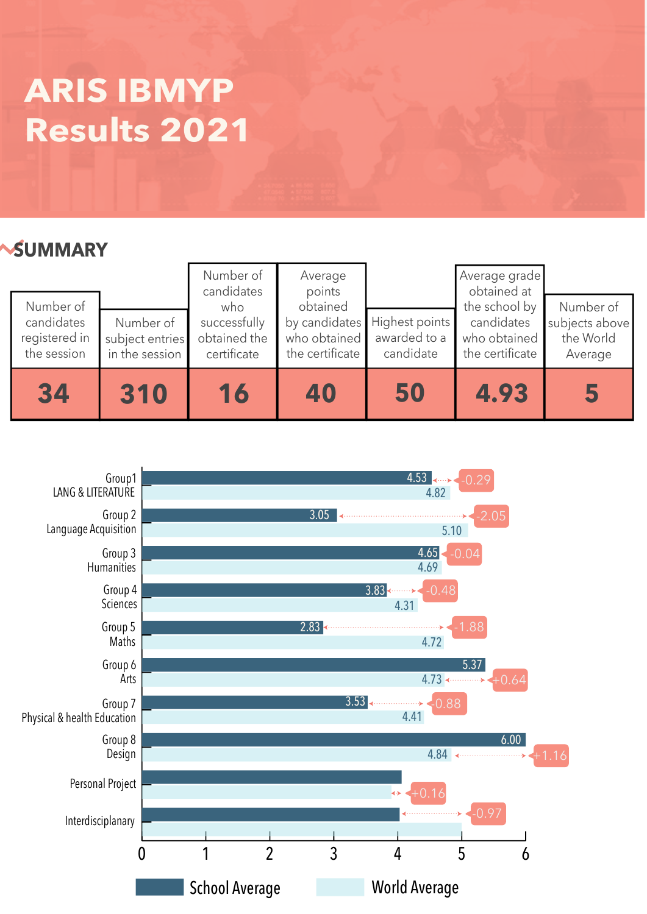# ARIS IBMYP Results 2021

## SUMMARY

| Number of candidates registered in the session | Number of subject entries in the session | Number of candidates who successfully obtained the certificate | Average points obtained by candidates who obtained the certificate | Highest points awarded to a candidate | Average grade obtained at the school by candidates who obtained the certificate | Number of subjects above the World Average |
|---|---|---|---|---|---|---|
| **34** | **310** | **16** | **40** | **50** | **4.93** | **5** |

| Subject | School Average | World Average | Difference |
|---|---|---|---|
| Group1 LANG & LITERATURE | 4.53 | 4.82 | -0.29 |
| Group 2 Language Acquisition | 3.05 | 5.10 | -2.05 |
| Group 3 Humanities | 4.65 | 4.69 | -0.04 |
| Group 4 Sciences | 3.83 | 4.31 | -0.48 |
| Group 5 Maths | 2.83 | 4.72 | -1.88 |
| Group 6 Arts | 5.37 | 4.73 | +0.64 |
| Group 7 Physical & health Education | 3.53 | 4.41 | -0.88 |
| Group 8 Design | 6.00 | 4.84 | +1.16 |
| Personal Project | | | +0.16 |
| Interdisciplanary | | | -0.97 |

School Average | World Average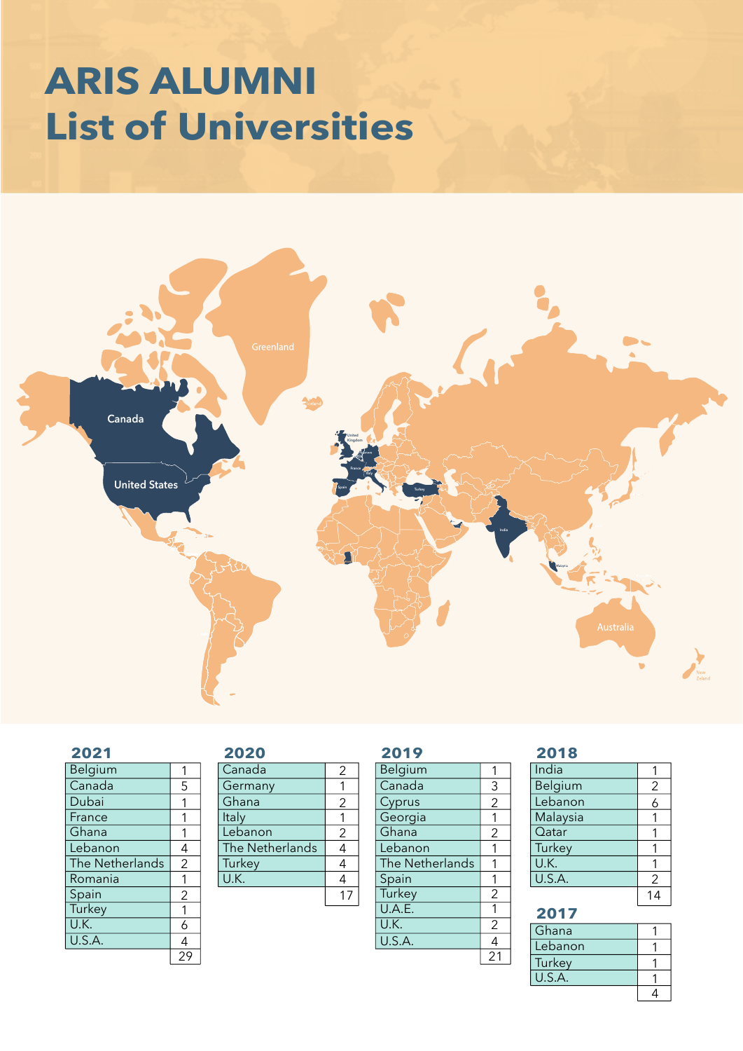# ARIS ALUMNI
# List of Universities

Greenland
Canada
United States
United Kingdom
France
Italy
Spain
Turkey
India
Malaysia
Australia
New Zeland

### 2021

| | |
|---|---|
| Belgium | 1 |
| Canada | 5 |
| Dubai | 1 |
| France | 1 |
| Ghana | 1 |
| Lebanon | 4 |
| The Netherlands | 2 |
| Romania | 1 |
| Spain | 2 |
| Turkey | 1 |
| U.K. | 6 |
| U.S.A. | 4 |
| | 29 |

### 2020

| | |
|---|---|
| Canada | 2 |
| Germany | 1 |
| Ghana | 2 |
| Italy | 1 |
| Lebanon | 2 |
| The Netherlands | 4 |
| Turkey | 4 |
| U.K. | 4 |
| | 17 |

### 2019

| | |
|---|---|
| Belgium | 1 |
| Canada | 3 |
| Cyprus | 2 |
| Georgia | 1 |
| Ghana | 2 |
| Lebanon | 1 |
| The Netherlands | 1 |
| Spain | 1 |
| Turkey | 2 |
| U.A.E. | 1 |
| U.K. | 2 |
| U.S.A. | 4 |
| | 21 |

### 2018

| | |
|---|---|
| India | 1 |
| Belgium | 2 |
| Lebanon | 6 |
| Malaysia | 1 |
| Qatar | 1 |
| Turkey | 1 |
| U.K. | 1 |
| U.S.A. | 2 |
| | 14 |

### 2017

| | |
|---|---|
| Ghana | 1 |
| Lebanon | 1 |
| Turkey | 1 |
| U.S.A. | 1 |
| | 4 |